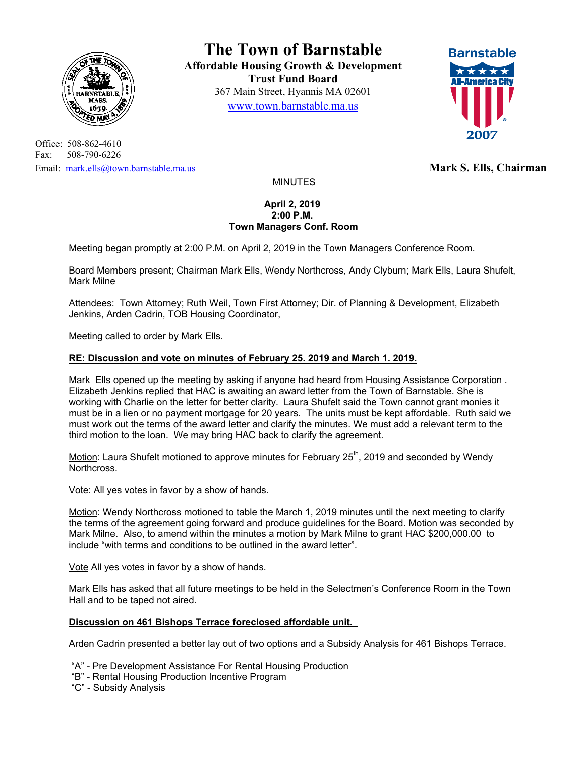# The Town of Barnstable

**Affordable Housing Growth & Development Trust Fund Board**
367 Main Street, Hyannis MA 02601
www.town.barnstable.ma.us

Office: 508-862-4610
Fax: 508-790-6226
Email: mark.ells@town.barnstable.ma.us

**Mark S. Ells, Chairman**

MINUTES

**April 2, 2019**
**2:00 P.M.**
**Town Managers Conf. Room**

Meeting began promptly at 2:00 P.M. on April 2, 2019 in the Town Managers Conference Room.

Board Members present; Chairman Mark Ells, Wendy Northcross, Andy Clyburn; Mark Ells, Laura Shufelt, Mark Milne

Attendees: Town Attorney; Ruth Weil, Town First Attorney; Dir. of Planning & Development, Elizabeth Jenkins, Arden Cadrin, TOB Housing Coordinator,

Meeting called to order by Mark Ells.

**RE: Discussion and vote on minutes of February 25. 2019 and March 1. 2019.**

Mark Ells opened up the meeting by asking if anyone had heard from Housing Assistance Corporation . Elizabeth Jenkins replied that HAC is awaiting an award letter from the Town of Barnstable. She is working with Charlie on the letter for better clarity. Laura Shufelt said the Town cannot grant monies it must be in a lien or no payment mortgage for 20 years. The units must be kept affordable. Ruth said we must work out the terms of the award letter and clarify the minutes. We must add a relevant term to the third motion to the loan. We may bring HAC back to clarify the agreement.

Motion: Laura Shufelt motioned to approve minutes for February 25th, 2019 and seconded by Wendy Northcross.

Vote: All yes votes in favor by a show of hands.

Motion: Wendy Northcross motioned to table the March 1, 2019 minutes until the next meeting to clarify the terms of the agreement going forward and produce guidelines for the Board. Motion was seconded by Mark Milne. Also, to amend within the minutes a motion by Mark Milne to grant HAC $200,000.00 to include "with terms and conditions to be outlined in the award letter".

Vote All yes votes in favor by a show of hands.

Mark Ells has asked that all future meetings to be held in the Selectmen's Conference Room in the Town Hall and to be taped not aired.

**Discussion on 461 Bishops Terrace foreclosed affordable unit.**

Arden Cadrin presented a better lay out of two options and a Subsidy Analysis for 461 Bishops Terrace.

"A" - Pre Development Assistance For Rental Housing Production
"B" - Rental Housing Production Incentive Program
"C" - Subsidy Analysis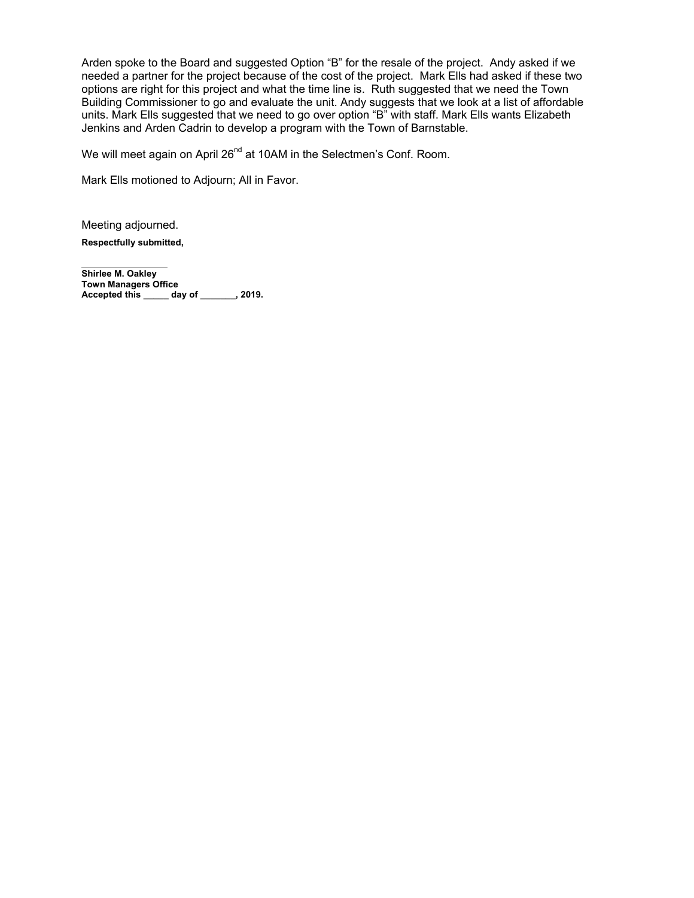Arden spoke to the Board and suggested Option "B" for the resale of the project. Andy asked if we needed a partner for the project because of the cost of the project. Mark Ells had asked if these two options are right for this project and what the time line is. Ruth suggested that we need the Town Building Commissioner to go and evaluate the unit. Andy suggests that we look at a list of affordable units. Mark Ells suggested that we need to go over option "B" with staff. Mark Ells wants Elizabeth Jenkins and Arden Cadrin to develop a program with the Town of Barnstable.

We will meet again on April 26th at 10AM in the Selectmen's Conf. Room.

Mark Ells motioned to Adjourn; All in Favor.

Meeting adjourned.

**Respectfully submitted,**

\_\_\_\_\_\_\_\_\_\_\_\_\_\_\_\_\_\_

**Shirlee M. Oakley**
**Town Managers Office**
**Accepted this \_\_\_\_\_ day of \_\_\_\_\_\_\_, 2019.**